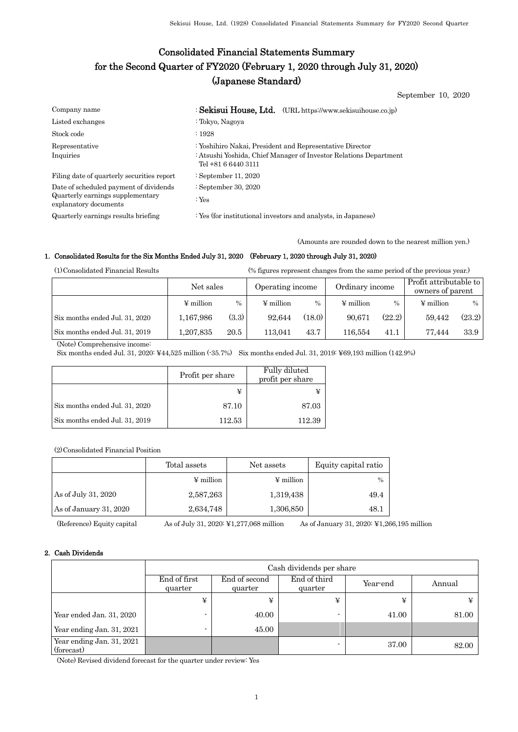# Consolidated Financial Statements Summary for the Second Quarter of FY2020 (February 1, 2020 through July 31, 2020) (Japanese Standard)

September 10, 2020

| | |
|---|---|
| Company name | : **Sekisui House, Ltd.** (URL https://www.sekisuihouse.co.jp) |
| Listed exchanges | : Tokyo, Nagoya |
| Stock code | : 1928 |
| Representative | : Yoshihiro Nakai, President and Representative Director |
| Inquiries | : Atsushi Yoshida, Chief Manager of Investor Relations Department Tel +81 6 6440 3111 |
| Filing date of quarterly securities report | : September 11, 2020 |
| Date of scheduled payment of dividends | : September 30, 2020 |
| Quarterly earnings supplementary explanatory documents | : Yes |
| Quarterly earnings results briefing | : Yes (for institutional investors and analysts, in Japanese) |

(Amounts are rounded down to the nearest million yen.)

## 1. Consolidated Results for the Six Months Ended July 31, 2020 (February 1, 2020 through July 31, 2020)

(1) Consolidated Financial Results (% figures represent changes from the same period of the previous year.)

| | Net sales | | Operating income | | Ordinary income | | Profit attributable to owners of parent | |
|---|---|---|---|---|---|---|---|---|
| | ¥ million | % | ¥ million | % | ¥ million | % | ¥ million | % |
| Six months ended Jul. 31, 2020 | 1,167,986 | (3.3) | 92,644 | (18.0) | 90,671 | (22.2) | 59,442 | (23.2) |
| Six months ended Jul. 31, 2019 | 1,207,835 | 20.5 | 113,041 | 43.7 | 116,554 | 41.1 | 77,444 | 33.9 |

(Note) Comprehensive income:
Six months ended Jul. 31, 2020: ¥44,525 million (-35.7%) Six months ended Jul. 31, 2019: ¥69,193 million (142.9%)

| | Profit per share | Fully diluted profit per share |
|---|---|---|
| | ¥ | ¥ |
| Six months ended Jul. 31, 2020 | 87.10 | 87.03 |
| Six months ended Jul. 31, 2019 | 112.53 | 112.39 |

(2) Consolidated Financial Position

| | Total assets | Net assets | Equity capital ratio |
|---|---|---|---|
| | ¥ million | ¥ million | % |
| As of July 31, 2020 | 2,587,263 | 1,319,438 | 49.4 |
| As of January 31, 2020 | 2,634,748 | 1,306,850 | 48.1 |

(Reference) Equity capital As of July 31, 2020: ¥1,277,068 million As of January 31, 2020: ¥1,266,195 million

## 2. Cash Dividends

| | Cash dividends per share | | | | |
|---|---|---|---|---|---|
| | End of first quarter | End of second quarter | End of third quarter | Year-end | Annual |
| | ¥ | ¥ | ¥ | ¥ | ¥ |
| Year ended Jan. 31, 2020 | - | 40.00 | - | 41.00 | 81.00 |
| Year ending Jan. 31, 2021 | - | 45.00 | | | |
| Year ending Jan. 31, 2021 (forecast) | | | - | 37.00 | 82.00 |

(Note) Revised dividend forecast for the quarter under review: Yes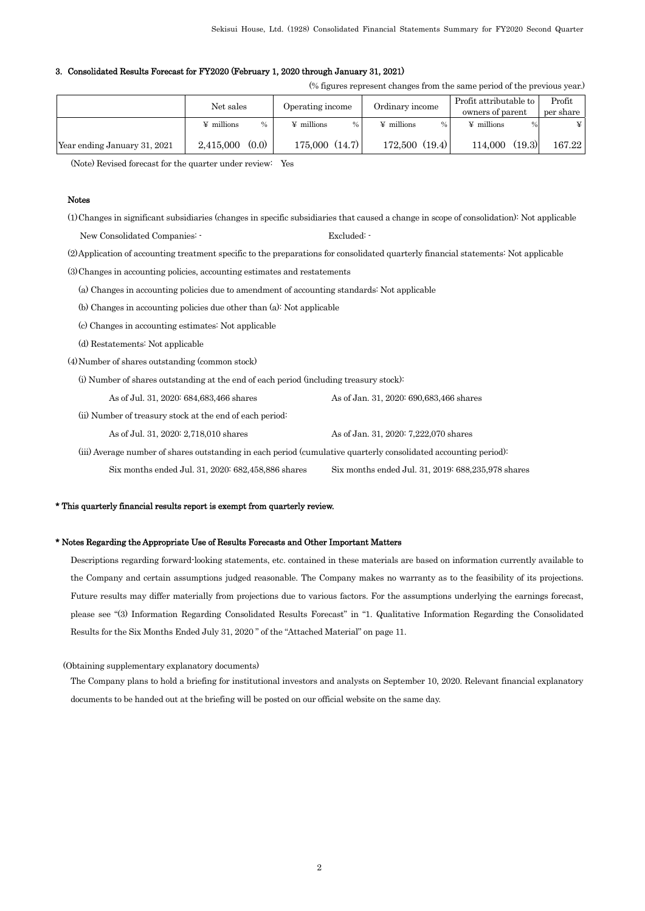### 3. Consolidated Results Forecast for FY2020 (February 1, 2020 through January 31, 2021)

(% figures represent changes from the same period of the previous year.)

| | Net sales | | Operating income | | Ordinary income | | Profit attributable to owners of parent | | Profit per share |
|---|---|---|---|---|---|---|---|---|---|
| | ¥ millions | % | ¥ millions | % | ¥ millions | % | ¥ millions | % | ¥ |
| Year ending January 31, 2021 | 2,415,000 | (0.0) | 175,000 | (14.7) | 172,500 | (19.4) | 114,000 | (19.3) | 167.22 |

(Note) Revised forecast for the quarter under review: Yes

**Notes**

(1) Changes in significant subsidiaries (changes in specific subsidiaries that caused a change in scope of consolidation): Not applicable

New Consolidated Companies: - Excluded: -

(2) Application of accounting treatment specific to the preparations for consolidated quarterly financial statements: Not applicable

(3) Changes in accounting policies, accounting estimates and restatements

(a) Changes in accounting policies due to amendment of accounting standards: Not applicable

(b) Changes in accounting policies due other than (a): Not applicable

(c) Changes in accounting estimates: Not applicable

(d) Restatements: Not applicable

(4) Number of shares outstanding (common stock)

(i) Number of shares outstanding at the end of each period (including treasury stock):

As of Jul. 31, 2020: 684,683,466 shares As of Jan. 31, 2020: 690,683,466 shares

(ii) Number of treasury stock at the end of each period:

As of Jul. 31, 2020: 2,718,010 shares As of Jan. 31, 2020: 7,222,070 shares

(iii) Average number of shares outstanding in each period (cumulative quarterly consolidated accounting period):

Six months ended Jul. 31, 2020: 682,458,886 shares Six months ended Jul. 31, 2019: 688,235,978 shares

**\* This quarterly financial results report is exempt from quarterly review.**

**\* Notes Regarding the Appropriate Use of Results Forecasts and Other Important Matters**

Descriptions regarding forward-looking statements, etc. contained in these materials are based on information currently available to the Company and certain assumptions judged reasonable. The Company makes no warranty as to the feasibility of its projections. Future results may differ materially from projections due to various factors. For the assumptions underlying the earnings forecast, please see "(3) Information Regarding Consolidated Results Forecast" in "1. Qualitative Information Regarding the Consolidated Results for the Six Months Ended July 31, 2020 " of the "Attached Material" on page 11.

(Obtaining supplementary explanatory documents)

The Company plans to hold a briefing for institutional investors and analysts on September 10, 2020. Relevant financial explanatory documents to be handed out at the briefing will be posted on our official website on the same day.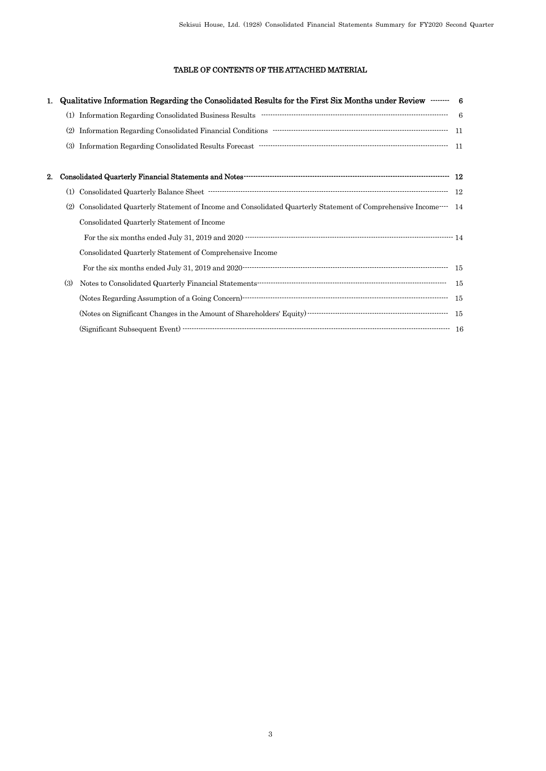## TABLE OF CONTENTS OF THE ATTACHED MATERIAL

**1. Qualitative Information Regarding the Consolidated Results for the First Six Months under Review ········ 6**

(1) Information Regarding Consolidated Business Results ········ 6

(2) Information Regarding Consolidated Financial Conditions ········ 11

(3) Information Regarding Consolidated Results Forecast ········ 11

**2. Consolidated Quarterly Financial Statements and Notes ········ 12**

(1) Consolidated Quarterly Balance Sheet ········ 12

(2) Consolidated Quarterly Statement of Income and Consolidated Quarterly Statement of Comprehensive Income ········ 14

Consolidated Quarterly Statement of Income

For the six months ended July 31, 2019 and 2020 ········ 14

Consolidated Quarterly Statement of Comprehensive Income

For the six months ended July 31, 2019 and 2020 ········ 15

(3) Notes to Consolidated Quarterly Financial Statements ········ 15

(Notes Regarding Assumption of a Going Concern) ········ 15

(Notes on Significant Changes in the Amount of Shareholders' Equity) ········ 15

(Significant Subsequent Event) ········ 16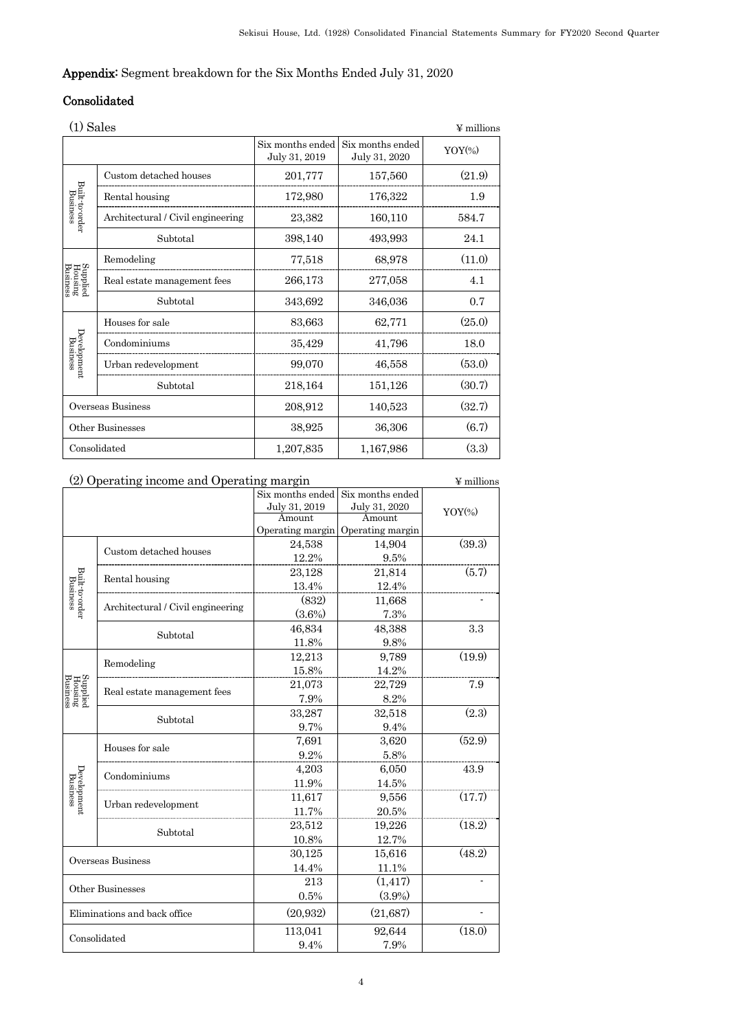## Appendix: Segment breakdown for the Six Months Ended July 31, 2020

## Consolidated

(1) Sales

¥ millions

| | | Six months ended July 31, 2019 | Six months ended July 31, 2020 | YOY(%) |
|---|---|---|---|---|
| Built-to-order Business | Custom detached houses | 201,777 | 157,560 | (21.9) |
| | Rental housing | 172,980 | 176,322 | 1.9 |
| | Architectural / Civil engineering | 23,382 | 160,110 | 584.7 |
| | Subtotal | 398,140 | 493,993 | 24.1 |
| Supplied Housing Business | Remodeling | 77,518 | 68,978 | (11.0) |
| | Real estate management fees | 266,173 | 277,058 | 4.1 |
| | Subtotal | 343,692 | 346,036 | 0.7 |
| Development Business | Houses for sale | 83,663 | 62,771 | (25.0) |
| | Condominiums | 35,429 | 41,796 | 18.0 |
| | Urban redevelopment | 99,070 | 46,558 | (53.0) |
| | Subtotal | 218,164 | 151,126 | (30.7) |
| Overseas Business | | 208,912 | 140,523 | (32.7) |
| Other Businesses | | 38,925 | 36,306 | (6.7) |
| Consolidated | | 1,207,835 | 1,167,986 | (3.3) |

(2) Operating income and Operating margin

¥ millions

| | | Six months ended July 31, 2019 Amount / Operating margin | Six months ended July 31, 2020 Amount / Operating margin | YOY(%) |
|---|---|---|---|---|
| Built-to-order Business | Custom detached houses | 24,538 | 14,904 | (39.3) |
| | | 12.2% | 9.5% | |
| | Rental housing | 23,128 | 21,814 | (5.7) |
| | | 13.4% | 12.4% | |
| | Architectural / Civil engineering | (832) | 11,668 | - |
| | | (3.6%) | 7.3% | |
| | Subtotal | 46,834 | 48,388 | 3.3 |
| | | 11.8% | 9.8% | |
| Supplied Housing Business | Remodeling | 12,213 | 9,789 | (19.9) |
| | | 15.8% | 14.2% | |
| | Real estate management fees | 21,073 | 22,729 | 7.9 |
| | | 7.9% | 8.2% | |
| | Subtotal | 33,287 | 32,518 | (2.3) |
| | | 9.7% | 9.4% | |
| Development Business | Houses for sale | 7,691 | 3,620 | (52.9) |
| | | 9.2% | 5.8% | |
| | Condominiums | 4,203 | 6,050 | 43.9 |
| | | 11.9% | 14.5% | |
| | Urban redevelopment | 11,617 | 9,556 | (17.7) |
| | | 11.7% | 20.5% | |
| | Subtotal | 23,512 | 19,226 | (18.2) |
| | | 10.8% | 12.7% | |
| Overseas Business | | 30,125 | 15,616 | (48.2) |
| | | 14.4% | 11.1% | |
| Other Businesses | | 213 | (1,417) | - |
| | | 0.5% | (3.9%) | |
| Eliminations and back office | | (20,932) | (21,687) | - |
| Consolidated | | 113,041 | 92,644 | (18.0) |
| | | 9.4% | 7.9% | |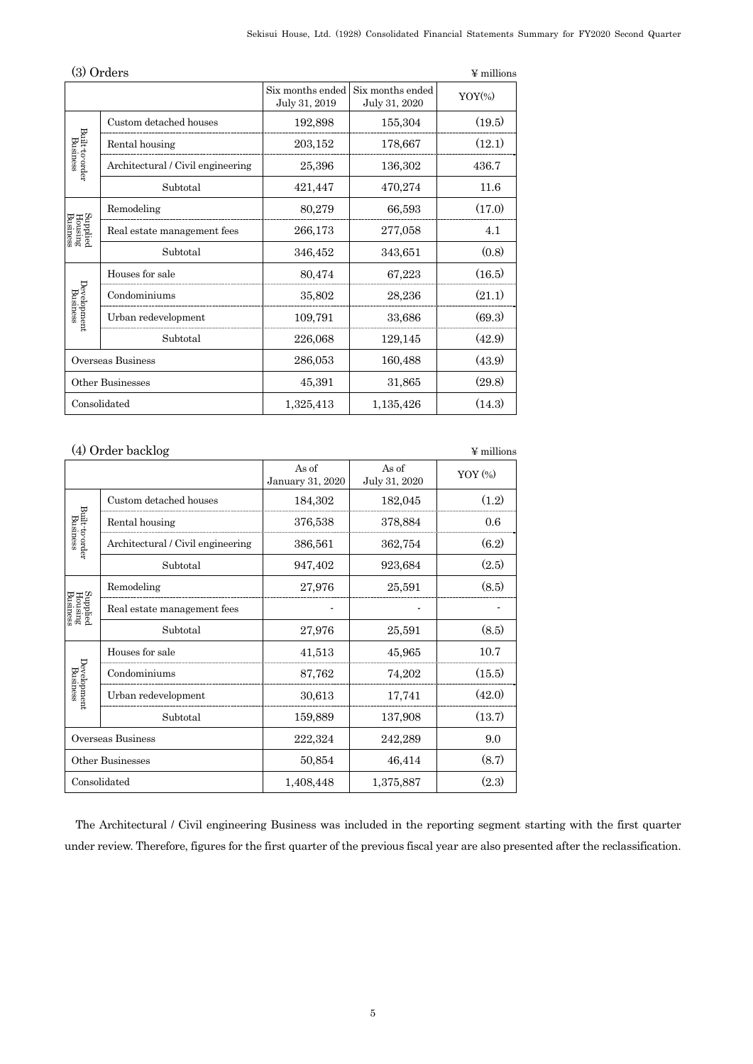### (3) Orders

¥ millions

| | | Six months ended July 31, 2019 | Six months ended July 31, 2020 | YOY(%) |
|---|---|---|---|---|
| Built-to-order Business | Custom detached houses | 192,898 | 155,304 | (19.5) |
| | Rental housing | 203,152 | 178,667 | (12.1) |
| | Architectural / Civil engineering | 25,396 | 136,302 | 436.7 |
| | Subtotal | 421,447 | 470,274 | 11.6 |
| Supplied Housing Business | Remodeling | 80,279 | 66,593 | (17.0) |
| | Real estate management fees | 266,173 | 277,058 | 4.1 |
| | Subtotal | 346,452 | 343,651 | (0.8) |
| Development Business | Houses for sale | 80,474 | 67,223 | (16.5) |
| | Condominiums | 35,802 | 28,236 | (21.1) |
| | Urban redevelopment | 109,791 | 33,686 | (69.3) |
| | Subtotal | 226,068 | 129,145 | (42.9) |
| Overseas Business | | 286,053 | 160,488 | (43.9) |
| Other Businesses | | 45,391 | 31,865 | (29.8) |
| Consolidated | | 1,325,413 | 1,135,426 | (14.3) |

### (4) Order backlog

¥ millions

| | | As of January 31, 2020 | As of July 31, 2020 | YOY (%) |
|---|---|---|---|---|
| Built-to-order Business | Custom detached houses | 184,302 | 182,045 | (1.2) |
| | Rental housing | 376,538 | 378,884 | 0.6 |
| | Architectural / Civil engineering | 386,561 | 362,754 | (6.2) |
| | Subtotal | 947,402 | 923,684 | (2.5) |
| Supplied Housing Business | Remodeling | 27,976 | 25,591 | (8.5) |
| | Real estate management fees | - | - | - |
| | Subtotal | 27,976 | 25,591 | (8.5) |
| Development Business | Houses for sale | 41,513 | 45,965 | 10.7 |
| | Condominiums | 87,762 | 74,202 | (15.5) |
| | Urban redevelopment | 30,613 | 17,741 | (42.0) |
| | Subtotal | 159,889 | 137,908 | (13.7) |
| Overseas Business | | 222,324 | 242,289 | 9.0 |
| Other Businesses | | 50,854 | 46,414 | (8.7) |
| Consolidated | | 1,408,448 | 1,375,887 | (2.3) |

The Architectural / Civil engineering Business was included in the reporting segment starting with the first quarter under review. Therefore, figures for the first quarter of the previous fiscal year are also presented after the reclassification.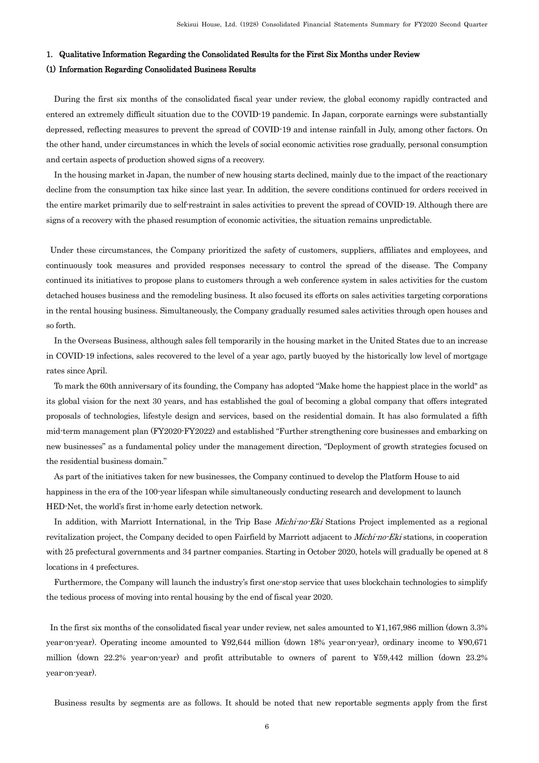## 1. Qualitative Information Regarding the Consolidated Results for the First Six Months under Review

### (1) Information Regarding Consolidated Business Results

During the first six months of the consolidated fiscal year under review, the global economy rapidly contracted and entered an extremely difficult situation due to the COVID-19 pandemic. In Japan, corporate earnings were substantially depressed, reflecting measures to prevent the spread of COVID-19 and intense rainfall in July, among other factors. On the other hand, under circumstances in which the levels of social economic activities rose gradually, personal consumption and certain aspects of production showed signs of a recovery.

In the housing market in Japan, the number of new housing starts declined, mainly due to the impact of the reactionary decline from the consumption tax hike since last year. In addition, the severe conditions continued for orders received in the entire market primarily due to self-restraint in sales activities to prevent the spread of COVID-19. Although there are signs of a recovery with the phased resumption of economic activities, the situation remains unpredictable.

Under these circumstances, the Company prioritized the safety of customers, suppliers, affiliates and employees, and continuously took measures and provided responses necessary to control the spread of the disease. The Company continued its initiatives to propose plans to customers through a web conference system in sales activities for the custom detached houses business and the remodeling business. It also focused its efforts on sales activities targeting corporations in the rental housing business. Simultaneously, the Company gradually resumed sales activities through open houses and so forth.

In the Overseas Business, although sales fell temporarily in the housing market in the United States due to an increase in COVID-19 infections, sales recovered to the level of a year ago, partly buoyed by the historically low level of mortgage rates since April.

To mark the 60th anniversary of its founding, the Company has adopted "Make home the happiest place in the world" as its global vision for the next 30 years, and has established the goal of becoming a global company that offers integrated proposals of technologies, lifestyle design and services, based on the residential domain. It has also formulated a fifth mid-term management plan (FY2020-FY2022) and established "Further strengthening core businesses and embarking on new businesses" as a fundamental policy under the management direction, "Deployment of growth strategies focused on the residential business domain."

As part of the initiatives taken for new businesses, the Company continued to develop the Platform House to aid happiness in the era of the 100-year lifespan while simultaneously conducting research and development to launch HED-Net, the world's first in-home early detection network.

In addition, with Marriott International, in the Trip Base *Michi-no-Eki* Stations Project implemented as a regional revitalization project, the Company decided to open Fairfield by Marriott adjacent to *Michi-no-Eki* stations, in cooperation with 25 prefectural governments and 34 partner companies. Starting in October 2020, hotels will gradually be opened at 8 locations in 4 prefectures.

Furthermore, the Company will launch the industry's first one-stop service that uses blockchain technologies to simplify the tedious process of moving into rental housing by the end of fiscal year 2020.

In the first six months of the consolidated fiscal year under review, net sales amounted to ¥1,167,986 million (down 3.3% year-on-year). Operating income amounted to ¥92,644 million (down 18% year-on-year), ordinary income to ¥90,671 million (down 22.2% year-on-year) and profit attributable to owners of parent to ¥59,442 million (down 23.2% year-on-year).

Business results by segments are as follows. It should be noted that new reportable segments apply from the first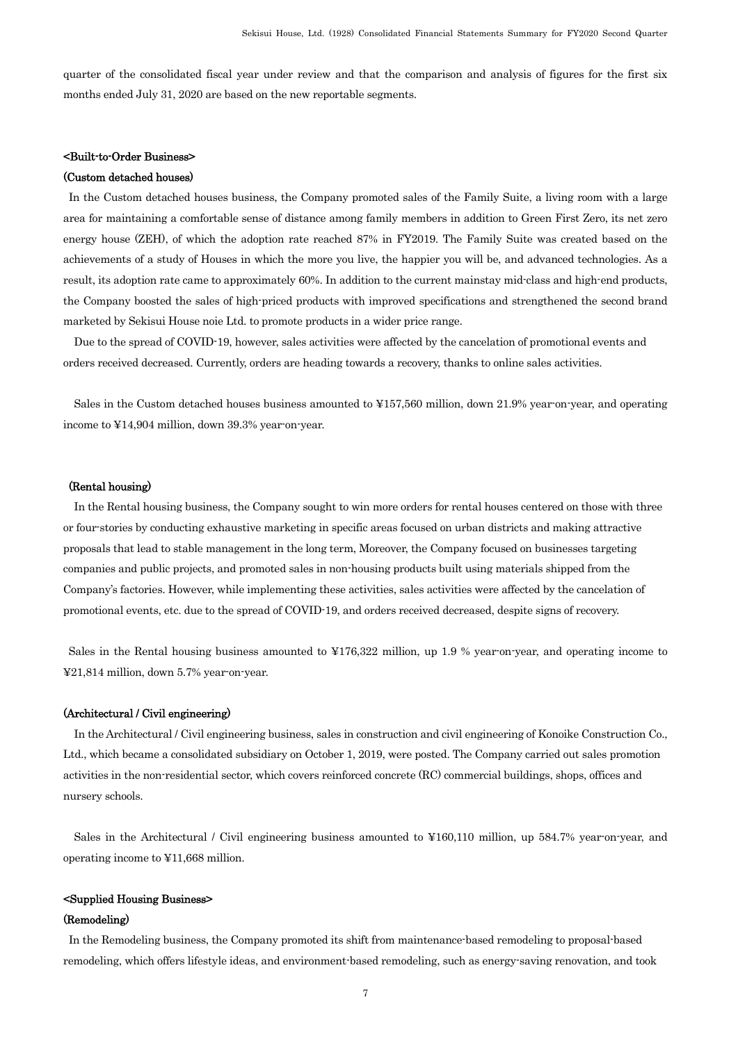quarter of the consolidated fiscal year under review and that the comparison and analysis of figures for the first six months ended July 31, 2020 are based on the new reportable segments.

## <Built-to-Order Business>

### (Custom detached houses)

In the Custom detached houses business, the Company promoted sales of the Family Suite, a living room with a large area for maintaining a comfortable sense of distance among family members in addition to Green First Zero, its net zero energy house (ZEH), of which the adoption rate reached 87% in FY2019. The Family Suite was created based on the achievements of a study of Houses in which the more you live, the happier you will be, and advanced technologies. As a result, its adoption rate came to approximately 60%. In addition to the current mainstay mid-class and high-end products, the Company boosted the sales of high-priced products with improved specifications and strengthened the second brand marketed by Sekisui House noie Ltd. to promote products in a wider price range.

Due to the spread of COVID-19, however, sales activities were affected by the cancelation of promotional events and orders received decreased. Currently, orders are heading towards a recovery, thanks to online sales activities.

Sales in the Custom detached houses business amounted to ¥157,560 million, down 21.9% year-on-year, and operating income to ¥14,904 million, down 39.3% year-on-year.

### (Rental housing)

In the Rental housing business, the Company sought to win more orders for rental houses centered on those with three or four-stories by conducting exhaustive marketing in specific areas focused on urban districts and making attractive proposals that lead to stable management in the long term, Moreover, the Company focused on businesses targeting companies and public projects, and promoted sales in non-housing products built using materials shipped from the Company's factories. However, while implementing these activities, sales activities were affected by the cancelation of promotional events, etc. due to the spread of COVID-19, and orders received decreased, despite signs of recovery.

Sales in the Rental housing business amounted to ¥176,322 million, up 1.9 % year-on-year, and operating income to ¥21,814 million, down 5.7% year-on-year.

### (Architectural / Civil engineering)

In the Architectural / Civil engineering business, sales in construction and civil engineering of Konoike Construction Co., Ltd., which became a consolidated subsidiary on October 1, 2019, were posted. The Company carried out sales promotion activities in the non-residential sector, which covers reinforced concrete (RC) commercial buildings, shops, offices and nursery schools.

Sales in the Architectural / Civil engineering business amounted to ¥160,110 million, up 584.7% year-on-year, and operating income to ¥11,668 million.

## <Supplied Housing Business>

### (Remodeling)

In the Remodeling business, the Company promoted its shift from maintenance-based remodeling to proposal-based remodeling, which offers lifestyle ideas, and environment-based remodeling, such as energy-saving renovation, and took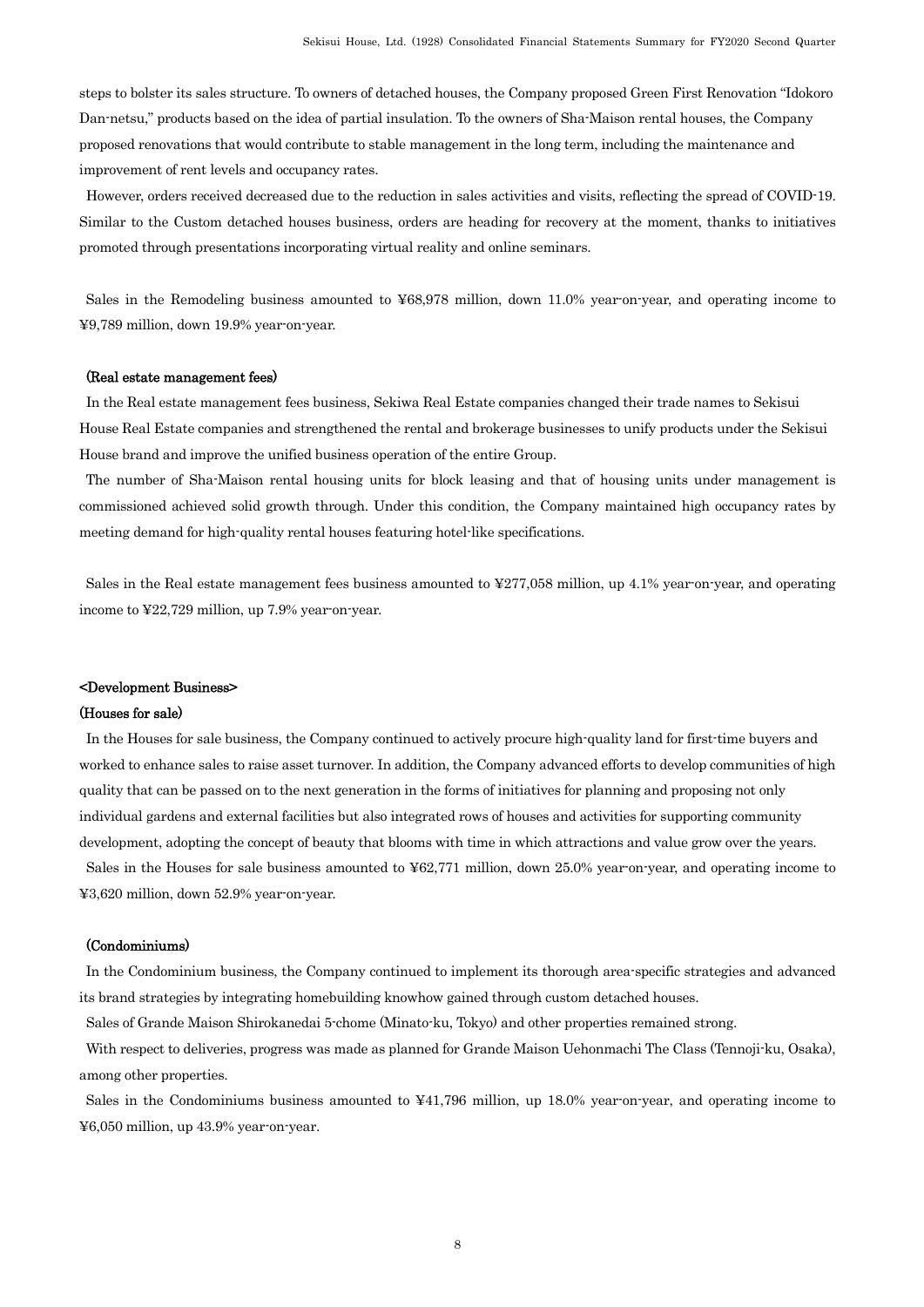steps to bolster its sales structure. To owners of detached houses, the Company proposed Green First Renovation "Idokoro Dan-netsu," products based on the idea of partial insulation. To the owners of Sha-Maison rental houses, the Company proposed renovations that would contribute to stable management in the long term, including the maintenance and improvement of rent levels and occupancy rates.

However, orders received decreased due to the reduction in sales activities and visits, reflecting the spread of COVID-19. Similar to the Custom detached houses business, orders are heading for recovery at the moment, thanks to initiatives promoted through presentations incorporating virtual reality and online seminars.

Sales in the Remodeling business amounted to ¥68,978 million, down 11.0% year-on-year, and operating income to ¥9,789 million, down 19.9% year-on-year.

**(Real estate management fees)**

In the Real estate management fees business, Sekiwa Real Estate companies changed their trade names to Sekisui House Real Estate companies and strengthened the rental and brokerage businesses to unify products under the Sekisui House brand and improve the unified business operation of the entire Group.

The number of Sha-Maison rental housing units for block leasing and that of housing units under management is commissioned achieved solid growth through. Under this condition, the Company maintained high occupancy rates by meeting demand for high-quality rental houses featuring hotel-like specifications.

Sales in the Real estate management fees business amounted to ¥277,058 million, up 4.1% year-on-year, and operating income to ¥22,729 million, up 7.9% year-on-year.

**<Development Business>**

**(Houses for sale)**

In the Houses for sale business, the Company continued to actively procure high-quality land for first-time buyers and worked to enhance sales to raise asset turnover. In addition, the Company advanced efforts to develop communities of high quality that can be passed on to the next generation in the forms of initiatives for planning and proposing not only individual gardens and external facilities but also integrated rows of houses and activities for supporting community development, adopting the concept of beauty that blooms with time in which attractions and value grow over the years.

Sales in the Houses for sale business amounted to ¥62,771 million, down 25.0% year-on-year, and operating income to ¥3,620 million, down 52.9% year-on-year.

**(Condominiums)**

In the Condominium business, the Company continued to implement its thorough area-specific strategies and advanced its brand strategies by integrating homebuilding knowhow gained through custom detached houses.

Sales of Grande Maison Shirokanedai 5-chome (Minato-ku, Tokyo) and other properties remained strong.

With respect to deliveries, progress was made as planned for Grande Maison Uehonmachi The Class (Tennoji-ku, Osaka), among other properties.

Sales in the Condominiums business amounted to ¥41,796 million, up 18.0% year-on-year, and operating income to ¥6,050 million, up 43.9% year-on-year.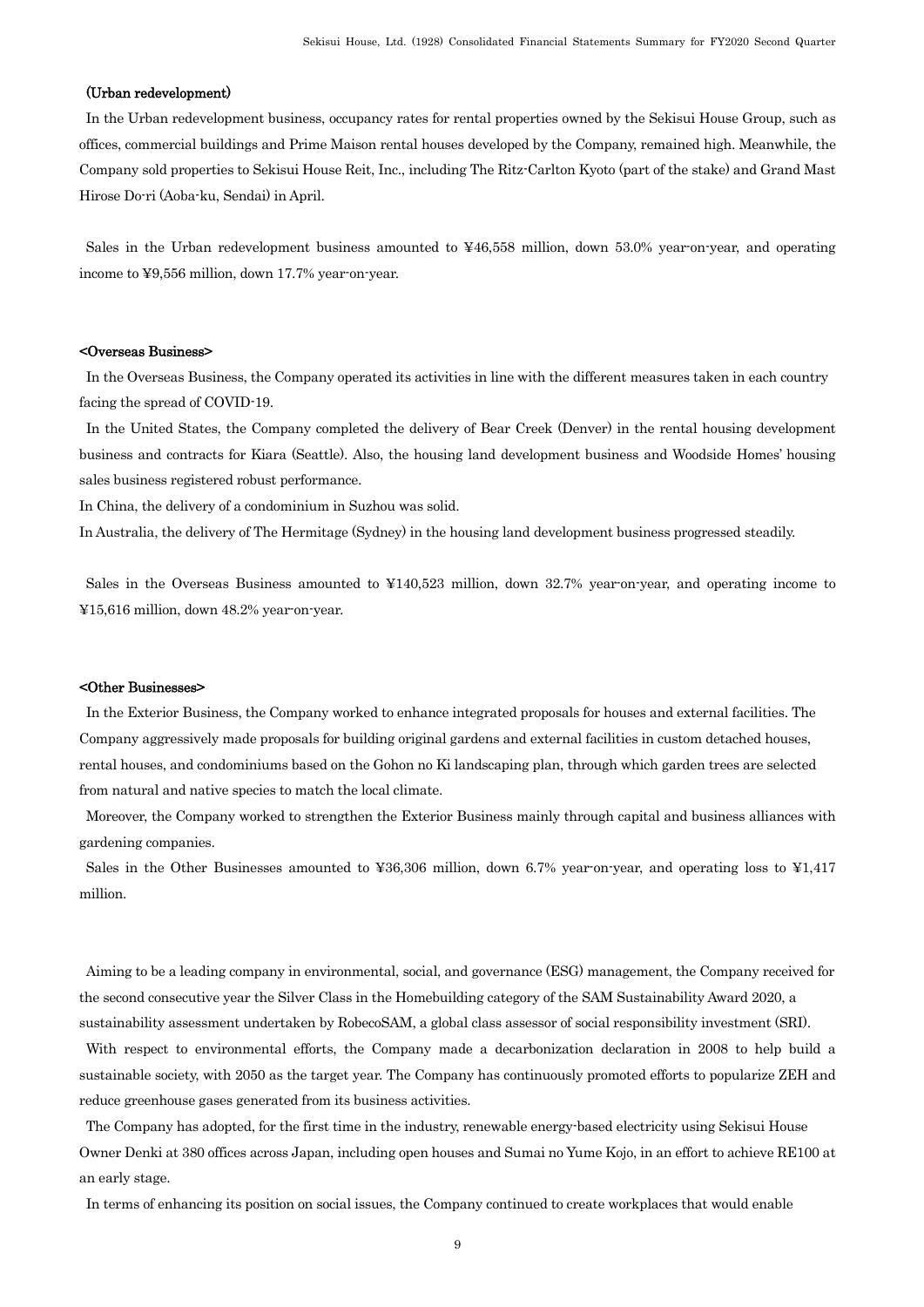### (Urban redevelopment)

In the Urban redevelopment business, occupancy rates for rental properties owned by the Sekisui House Group, such as offices, commercial buildings and Prime Maison rental houses developed by the Company, remained high. Meanwhile, the Company sold properties to Sekisui House Reit, Inc., including The Ritz-Carlton Kyoto (part of the stake) and Grand Mast Hirose Do-ri (Aoba-ku, Sendai) in April.

Sales in the Urban redevelopment business amounted to ¥46,558 million, down 53.0% year-on-year, and operating income to ¥9,556 million, down 17.7% year-on-year.

### <Overseas Business>

In the Overseas Business, the Company operated its activities in line with the different measures taken in each country facing the spread of COVID-19.

In the United States, the Company completed the delivery of Bear Creek (Denver) in the rental housing development business and contracts for Kiara (Seattle). Also, the housing land development business and Woodside Homes' housing sales business registered robust performance.

In China, the delivery of a condominium in Suzhou was solid.

In Australia, the delivery of The Hermitage (Sydney) in the housing land development business progressed steadily.

Sales in the Overseas Business amounted to ¥140,523 million, down 32.7% year-on-year, and operating income to ¥15,616 million, down 48.2% year-on-year.

### <Other Businesses>

In the Exterior Business, the Company worked to enhance integrated proposals for houses and external facilities. The Company aggressively made proposals for building original gardens and external facilities in custom detached houses, rental houses, and condominiums based on the Gohon no Ki landscaping plan, through which garden trees are selected from natural and native species to match the local climate.

Moreover, the Company worked to strengthen the Exterior Business mainly through capital and business alliances with gardening companies.

Sales in the Other Businesses amounted to ¥36,306 million, down 6.7% year-on-year, and operating loss to ¥1,417 million.

Aiming to be a leading company in environmental, social, and governance (ESG) management, the Company received for the second consecutive year the Silver Class in the Homebuilding category of the SAM Sustainability Award 2020, a sustainability assessment undertaken by RobecoSAM, a global class assessor of social responsibility investment (SRI).

With respect to environmental efforts, the Company made a decarbonization declaration in 2008 to help build a sustainable society, with 2050 as the target year. The Company has continuously promoted efforts to popularize ZEH and reduce greenhouse gases generated from its business activities.

The Company has adopted, for the first time in the industry, renewable energy-based electricity using Sekisui House Owner Denki at 380 offices across Japan, including open houses and Sumai no Yume Kojo, in an effort to achieve RE100 at an early stage.

In terms of enhancing its position on social issues, the Company continued to create workplaces that would enable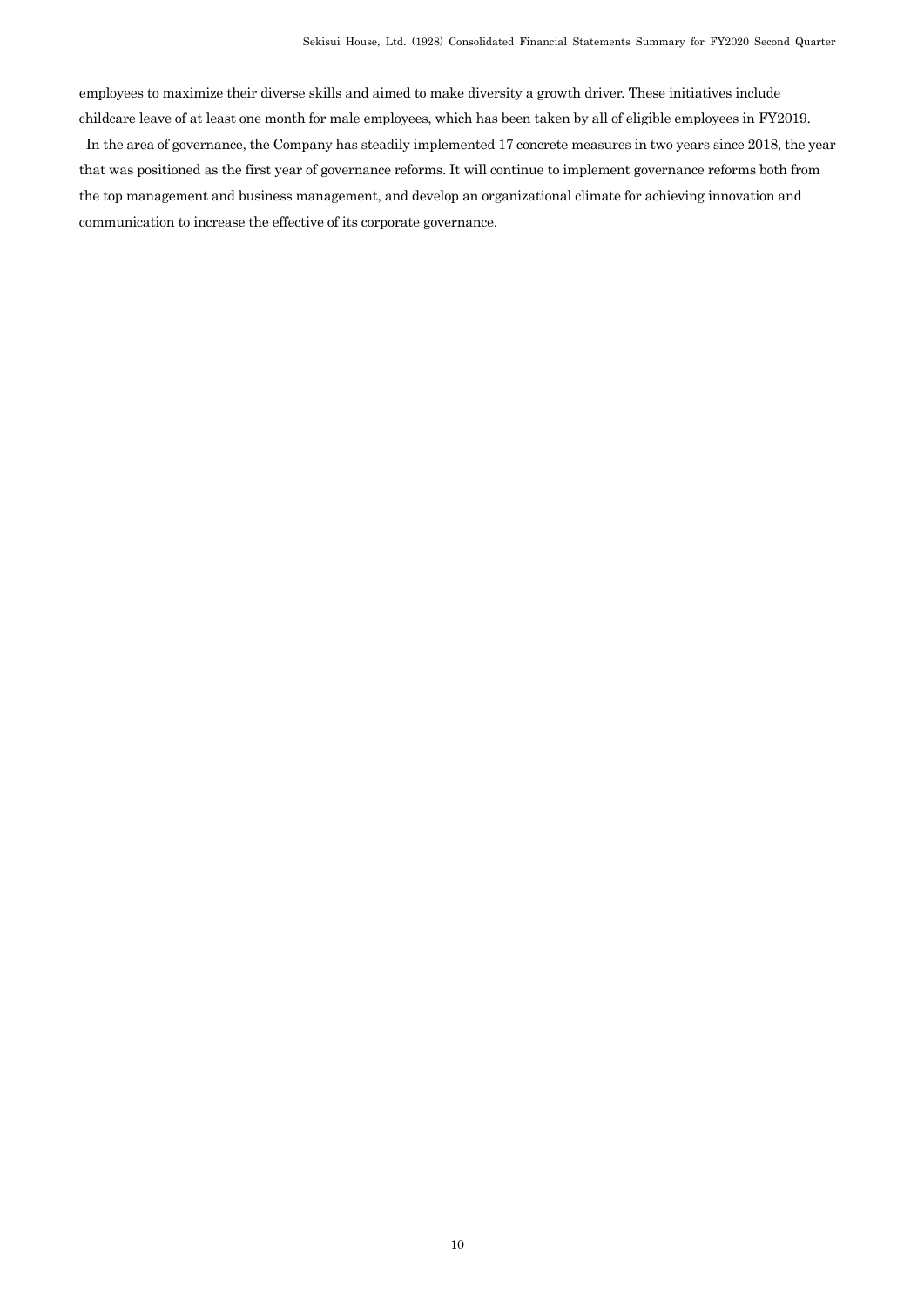employees to maximize their diverse skills and aimed to make diversity a growth driver. These initiatives include childcare leave of at least one month for male employees, which has been taken by all of eligible employees in FY2019.

In the area of governance, the Company has steadily implemented 17 concrete measures in two years since 2018, the year that was positioned as the first year of governance reforms. It will continue to implement governance reforms both from the top management and business management, and develop an organizational climate for achieving innovation and communication to increase the effective of its corporate governance.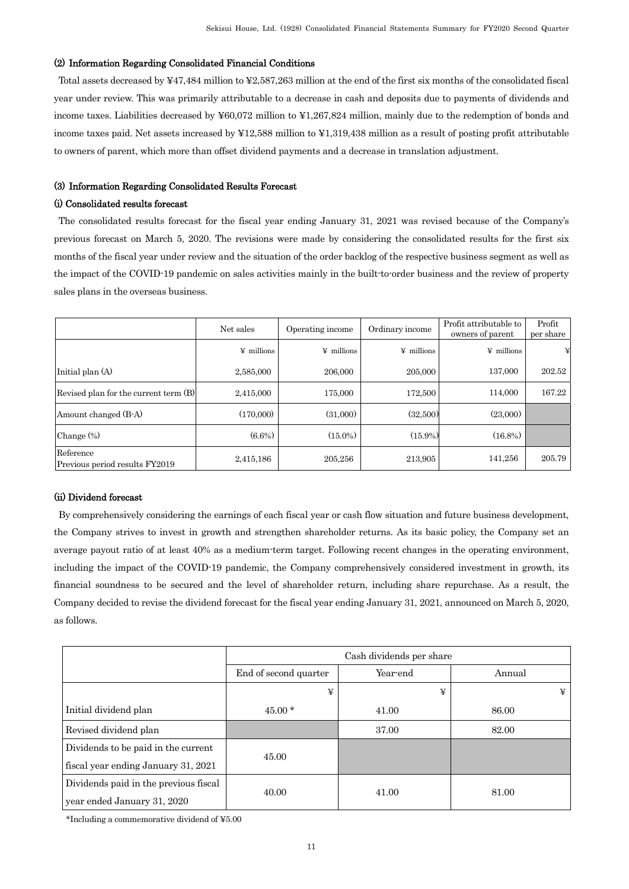### (2) Information Regarding Consolidated Financial Conditions

Total assets decreased by ¥47,484 million to ¥2,587,263 million at the end of the first six months of the consolidated fiscal year under review. This was primarily attributable to a decrease in cash and deposits due to payments of dividends and income taxes. Liabilities decreased by ¥60,072 million to ¥1,267,824 million, mainly due to the redemption of bonds and income taxes paid. Net assets increased by ¥12,588 million to ¥1,319,438 million as a result of posting profit attributable to owners of parent, which more than offset dividend payments and a decrease in translation adjustment.

### (3) Information Regarding Consolidated Results Forecast

#### (i) Consolidated results forecast

The consolidated results forecast for the fiscal year ending January 31, 2021 was revised because of the Company's previous forecast on March 5, 2020. The revisions were made by considering the consolidated results for the first six months of the fiscal year under review and the situation of the order backlog of the respective business segment as well as the impact of the COVID-19 pandemic on sales activities mainly in the built-to-order business and the review of property sales plans in the overseas business.

| | Net sales | Operating income | Ordinary income | Profit attributable to owners of parent | Profit per share |
|---|---|---|---|---|---|
| | ¥ millions | ¥ millions | ¥ millions | ¥ millions | ¥ |
| Initial plan (A) | 2,585,000 | 206,000 | 205,000 | 137,000 | 202.52 |
| Revised plan for the current term (B) | 2,415,000 | 175,000 | 172,500 | 114,000 | 167.22 |
| Amount changed (B-A) | (170,000) | (31,000) | (32,500) | (23,000) | |
| Change (%) | (6.6%) | (15.0%) | (15.9%) | (16.8%) | |
| Reference Previous period results FY2019 | 2,415,186 | 205,256 | 213,905 | 141,256 | 205.79 |

#### (ii) Dividend forecast

By comprehensively considering the earnings of each fiscal year or cash flow situation and future business development, the Company strives to invest in growth and strengthen shareholder returns. As its basic policy, the Company set an average payout ratio of at least 40% as a medium-term target. Following recent changes in the operating environment, including the impact of the COVID-19 pandemic, the Company comprehensively considered investment in growth, its financial soundness to be secured and the level of shareholder return, including share repurchase. As a result, the Company decided to revise the dividend forecast for the fiscal year ending January 31, 2021, announced on March 5, 2020, as follows.

| | Cash dividends per share | | |
|---|---|---|---|
| | End of second quarter | Year-end | Annual |
| | ¥ | ¥ | ¥ |
| Initial dividend plan | 45.00 * | 41.00 | 86.00 |
| Revised dividend plan | | 37.00 | 82.00 |
| Dividends to be paid in the current fiscal year ending January 31, 2021 | 45.00 | | |
| Dividends paid in the previous fiscal year ended January 31, 2020 | 40.00 | 41.00 | 81.00 |

*Including a commemorative dividend of ¥5.00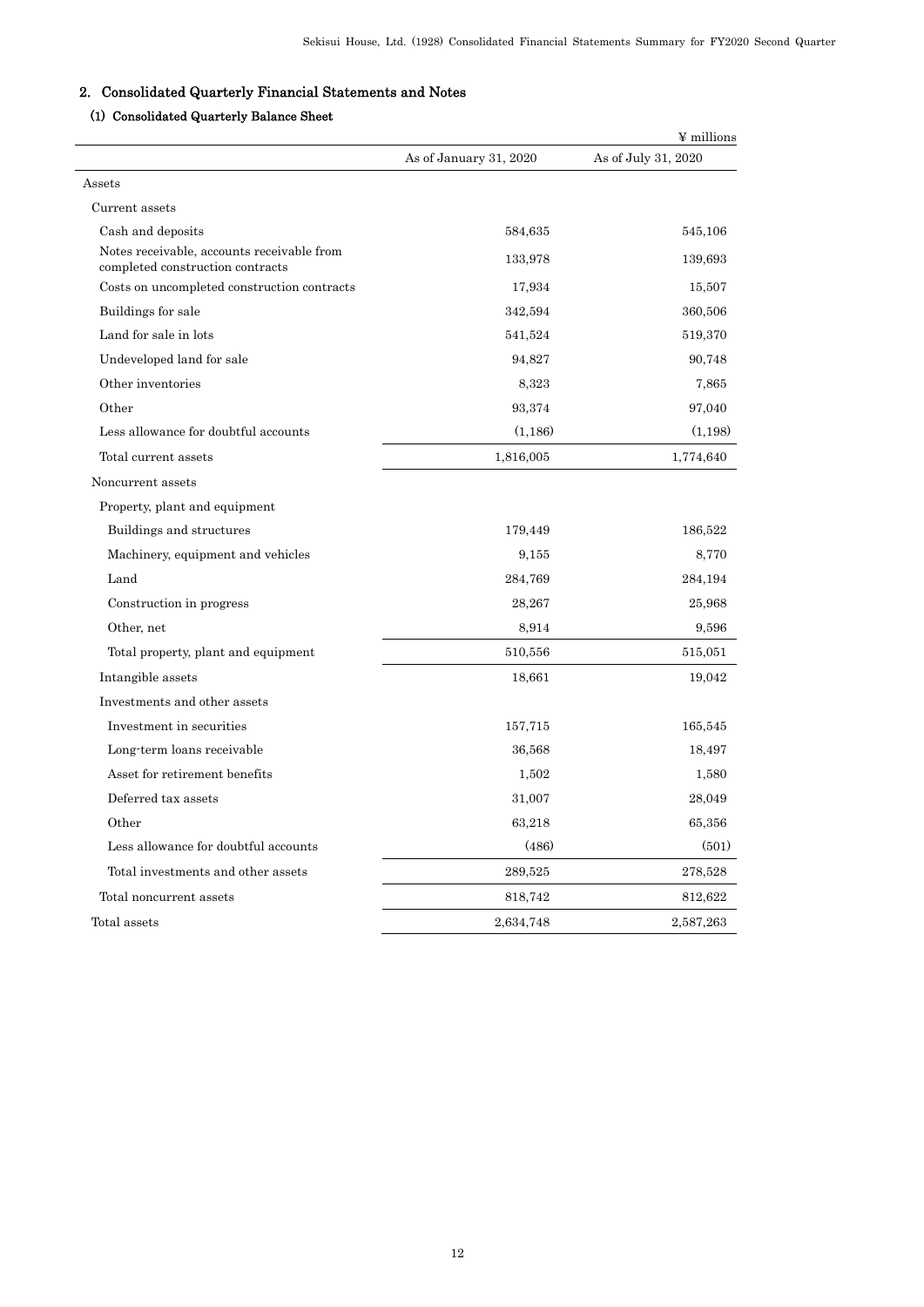## 2. Consolidated Quarterly Financial Statements and Notes

### (1) Consolidated Quarterly Balance Sheet

¥ millions

| | As of January 31, 2020 | As of July 31, 2020 |
|---|---|---|
| Assets | | |
| Current assets | | |
| Cash and deposits | 584,635 | 545,106 |
| Notes receivable, accounts receivable from completed construction contracts | 133,978 | 139,693 |
| Costs on uncompleted construction contracts | 17,934 | 15,507 |
| Buildings for sale | 342,594 | 360,506 |
| Land for sale in lots | 541,524 | 519,370 |
| Undeveloped land for sale | 94,827 | 90,748 |
| Other inventories | 8,323 | 7,865 |
| Other | 93,374 | 97,040 |
| Less allowance for doubtful accounts | (1,186) | (1,198) |
| Total current assets | 1,816,005 | 1,774,640 |
| Noncurrent assets | | |
| Property, plant and equipment | | |
| Buildings and structures | 179,449 | 186,522 |
| Machinery, equipment and vehicles | 9,155 | 8,770 |
| Land | 284,769 | 284,194 |
| Construction in progress | 28,267 | 25,968 |
| Other, net | 8,914 | 9,596 |
| Total property, plant and equipment | 510,556 | 515,051 |
| Intangible assets | 18,661 | 19,042 |
| Investments and other assets | | |
| Investment in securities | 157,715 | 165,545 |
| Long-term loans receivable | 36,568 | 18,497 |
| Asset for retirement benefits | 1,502 | 1,580 |
| Deferred tax assets | 31,007 | 28,049 |
| Other | 63,218 | 65,356 |
| Less allowance for doubtful accounts | (486) | (501) |
| Total investments and other assets | 289,525 | 278,528 |
| Total noncurrent assets | 818,742 | 812,622 |
| Total assets | 2,634,748 | 2,587,263 |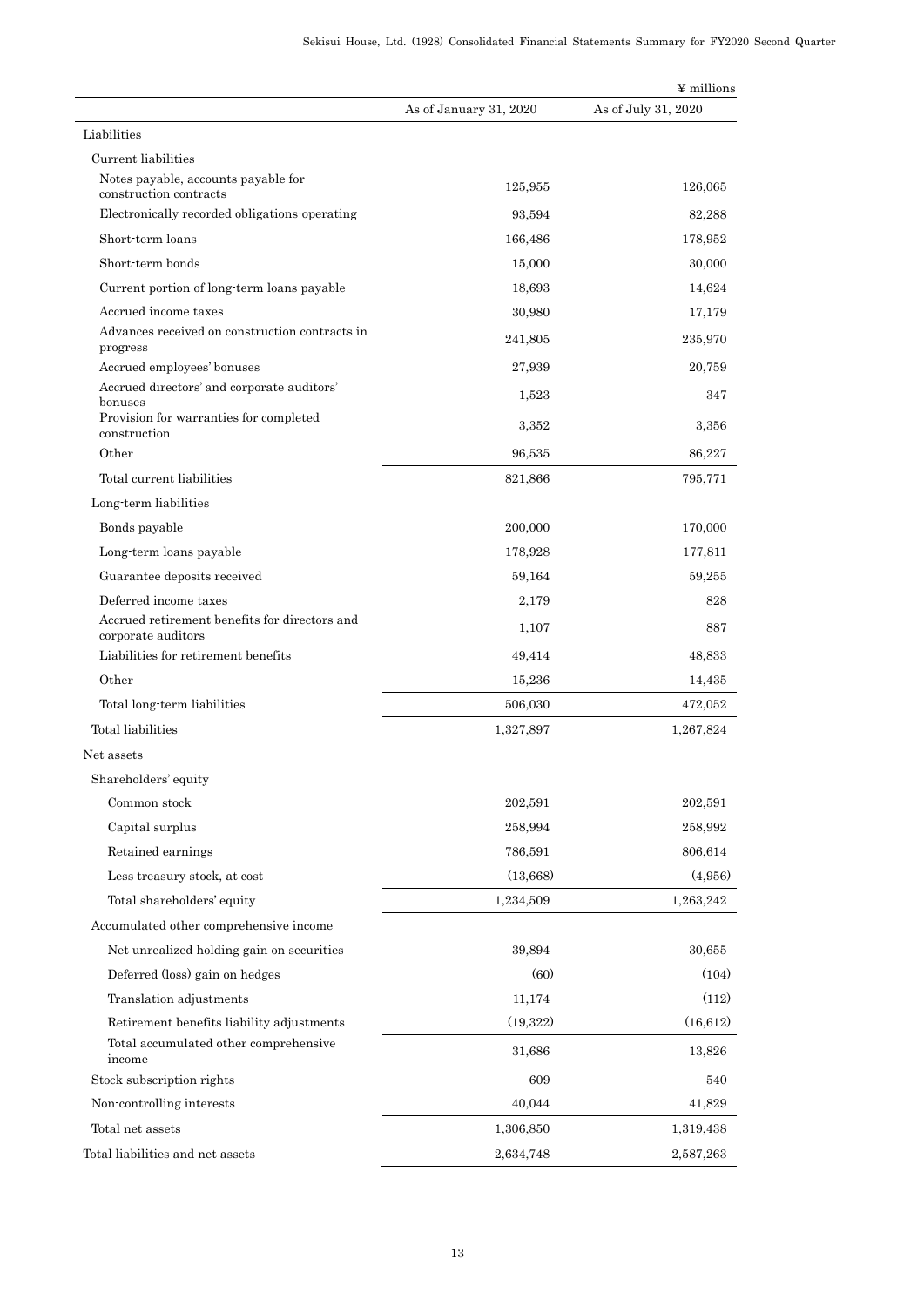¥ millions

| | As of January 31, 2020 | As of July 31, 2020 |
|---|---|---|
| Liabilities | | |
| Current liabilities | | |
| Notes payable, accounts payable for construction contracts | 125,955 | 126,065 |
| Electronically recorded obligations-operating | 93,594 | 82,288 |
| Short-term loans | 166,486 | 178,952 |
| Short-term bonds | 15,000 | 30,000 |
| Current portion of long-term loans payable | 18,693 | 14,624 |
| Accrued income taxes | 30,980 | 17,179 |
| Advances received on construction contracts in progress | 241,805 | 235,970 |
| Accrued employees' bonuses | 27,939 | 20,759 |
| Accrued directors' and corporate auditors' bonuses | 1,523 | 347 |
| Provision for warranties for completed construction | 3,352 | 3,356 |
| Other | 96,535 | 86,227 |
| Total current liabilities | 821,866 | 795,771 |
| Long-term liabilities | | |
| Bonds payable | 200,000 | 170,000 |
| Long-term loans payable | 178,928 | 177,811 |
| Guarantee deposits received | 59,164 | 59,255 |
| Deferred income taxes | 2,179 | 828 |
| Accrued retirement benefits for directors and corporate auditors | 1,107 | 887 |
| Liabilities for retirement benefits | 49,414 | 48,833 |
| Other | 15,236 | 14,435 |
| Total long-term liabilities | 506,030 | 472,052 |
| Total liabilities | 1,327,897 | 1,267,824 |
| Net assets | | |
| Shareholders' equity | | |
| Common stock | 202,591 | 202,591 |
| Capital surplus | 258,994 | 258,992 |
| Retained earnings | 786,591 | 806,614 |
| Less treasury stock, at cost | (13,668) | (4,956) |
| Total shareholders' equity | 1,234,509 | 1,263,242 |
| Accumulated other comprehensive income | | |
| Net unrealized holding gain on securities | 39,894 | 30,655 |
| Deferred (loss) gain on hedges | (60) | (104) |
| Translation adjustments | 11,174 | (112) |
| Retirement benefits liability adjustments | (19,322) | (16,612) |
| Total accumulated other comprehensive income | 31,686 | 13,826 |
| Stock subscription rights | 609 | 540 |
| Non-controlling interests | 40,044 | 41,829 |
| Total net assets | 1,306,850 | 1,319,438 |
| Total liabilities and net assets | 2,634,748 | 2,587,263 |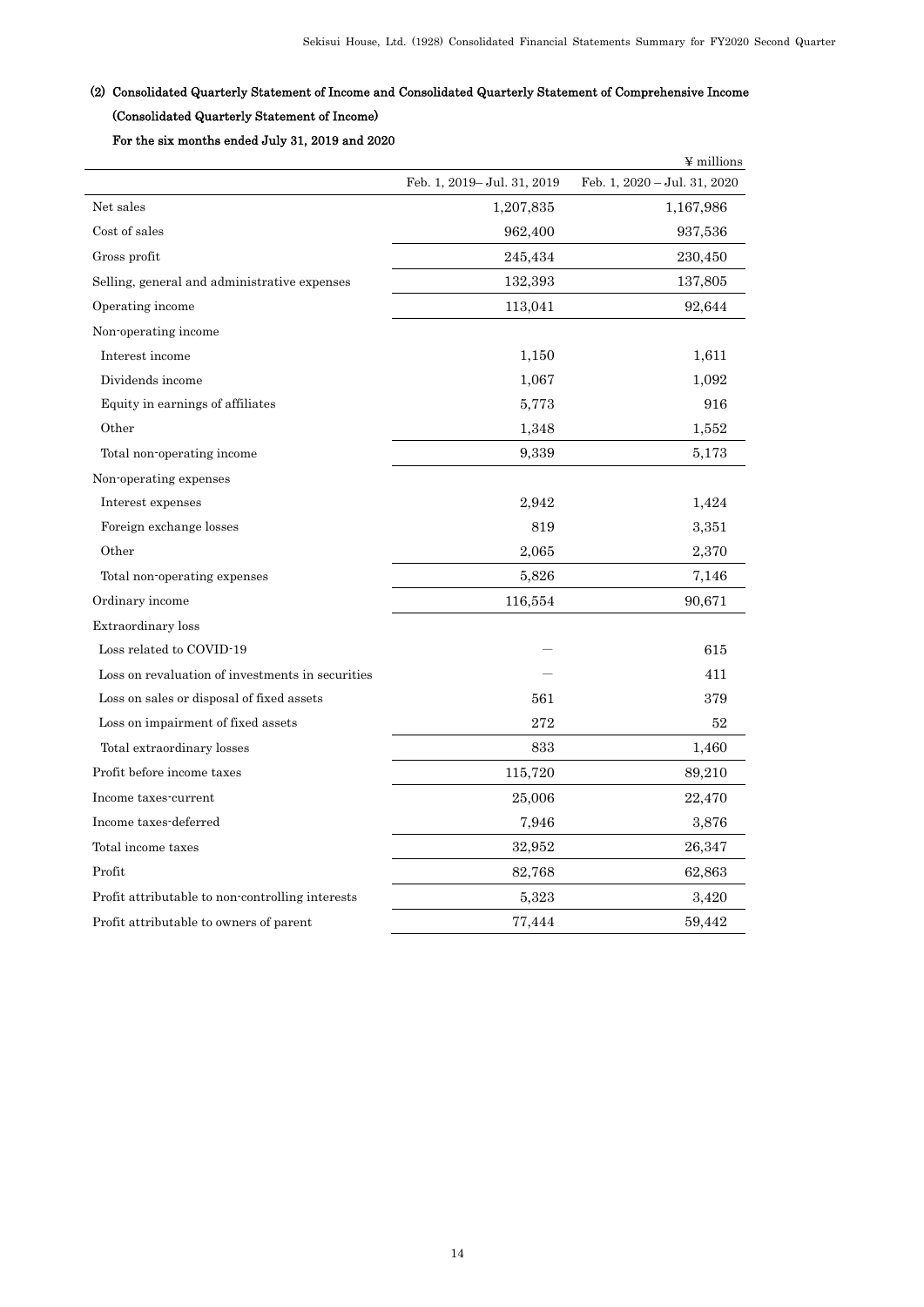### (2) Consolidated Quarterly Statement of Income and Consolidated Quarterly Statement of Comprehensive Income

#### (Consolidated Quarterly Statement of Income)

#### For the six months ended July 31, 2019 and 2020

¥ millions

| | Feb. 1, 2019– Jul. 31, 2019 | Feb. 1, 2020 – Jul. 31, 2020 |
|---|---:|---:|
| Net sales | 1,207,835 | 1,167,986 |
| Cost of sales | 962,400 | 937,536 |
| Gross profit | 245,434 | 230,450 |
| Selling, general and administrative expenses | 132,393 | 137,805 |
| Operating income | 113,041 | 92,644 |
| Non-operating income | | |
| Interest income | 1,150 | 1,611 |
| Dividends income | 1,067 | 1,092 |
| Equity in earnings of affiliates | 5,773 | 916 |
| Other | 1,348 | 1,552 |
| Total non-operating income | 9,339 | 5,173 |
| Non-operating expenses | | |
| Interest expenses | 2,942 | 1,424 |
| Foreign exchange losses | 819 | 3,351 |
| Other | 2,065 | 2,370 |
| Total non-operating expenses | 5,826 | 7,146 |
| Ordinary income | 116,554 | 90,671 |
| Extraordinary loss | | |
| Loss related to COVID-19 | — | 615 |
| Loss on revaluation of investments in securities | — | 411 |
| Loss on sales or disposal of fixed assets | 561 | 379 |
| Loss on impairment of fixed assets | 272 | 52 |
| Total extraordinary losses | 833 | 1,460 |
| Profit before income taxes | 115,720 | 89,210 |
| Income taxes-current | 25,006 | 22,470 |
| Income taxes-deferred | 7,946 | 3,876 |
| Total income taxes | 32,952 | 26,347 |
| Profit | 82,768 | 62,863 |
| Profit attributable to non-controlling interests | 5,323 | 3,420 |
| Profit attributable to owners of parent | 77,444 | 59,442 |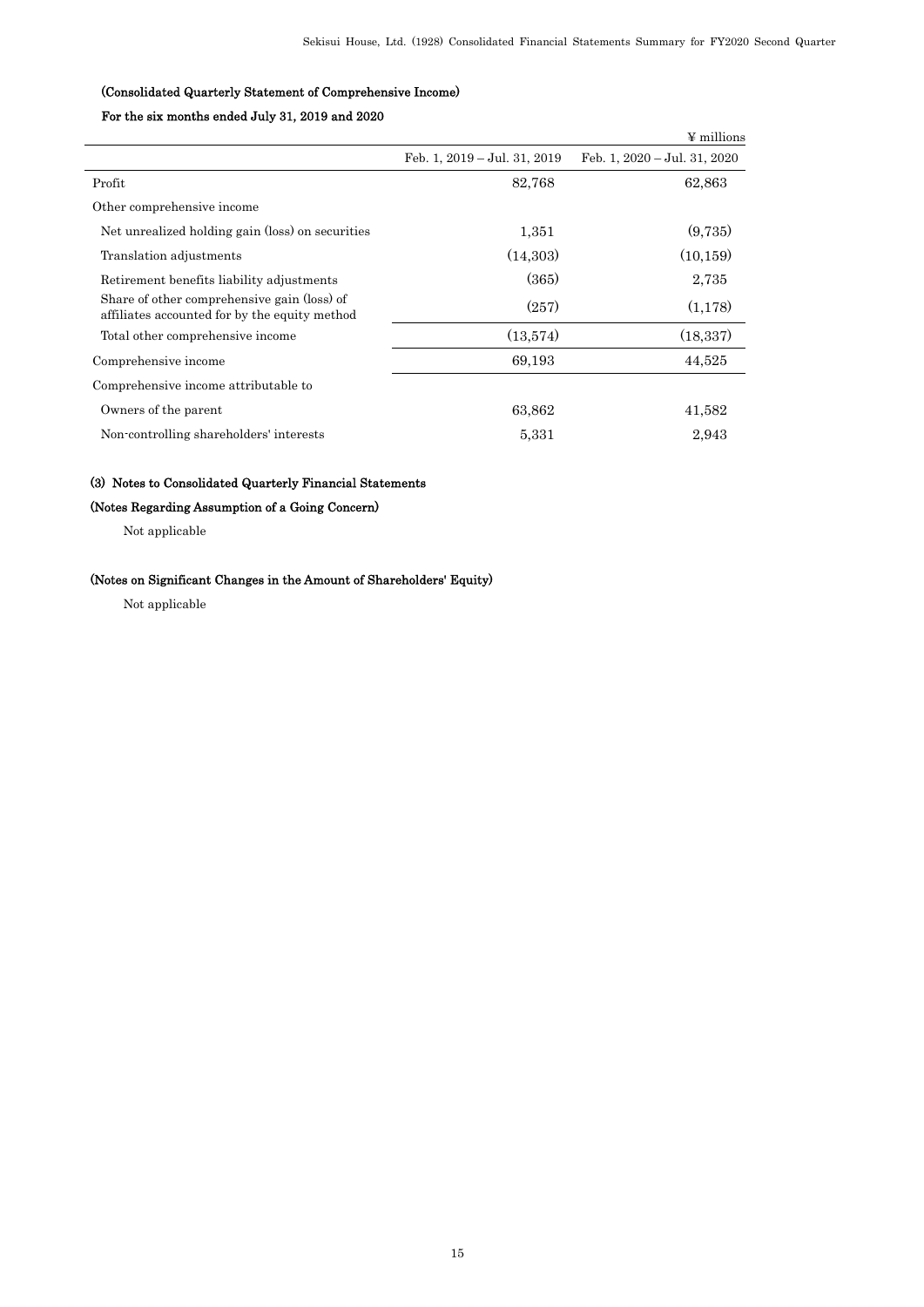### (Consolidated Quarterly Statement of Comprehensive Income)

#### For the six months ended July 31, 2019 and 2020

| | Feb. 1, 2019 – Jul. 31, 2019 | Feb. 1, 2020 – Jul. 31, 2020 |
|---|---|---|
| | | ¥ millions |
| Profit | 82,768 | 62,863 |
| Other comprehensive income | | |
| Net unrealized holding gain (loss) on securities | 1,351 | (9,735) |
| Translation adjustments | (14,303) | (10,159) |
| Retirement benefits liability adjustments | (365) | 2,735 |
| Share of other comprehensive gain (loss) of affiliates accounted for by the equity method | (257) | (1,178) |
| Total other comprehensive income | (13,574) | (18,337) |
| Comprehensive income | 69,193 | 44,525 |
| Comprehensive income attributable to | | |
| Owners of the parent | 63,862 | 41,582 |
| Non-controlling shareholders' interests | 5,331 | 2,943 |

### (3) Notes to Consolidated Quarterly Financial Statements

#### (Notes Regarding Assumption of a Going Concern)

Not applicable

#### (Notes on Significant Changes in the Amount of Shareholders' Equity)

Not applicable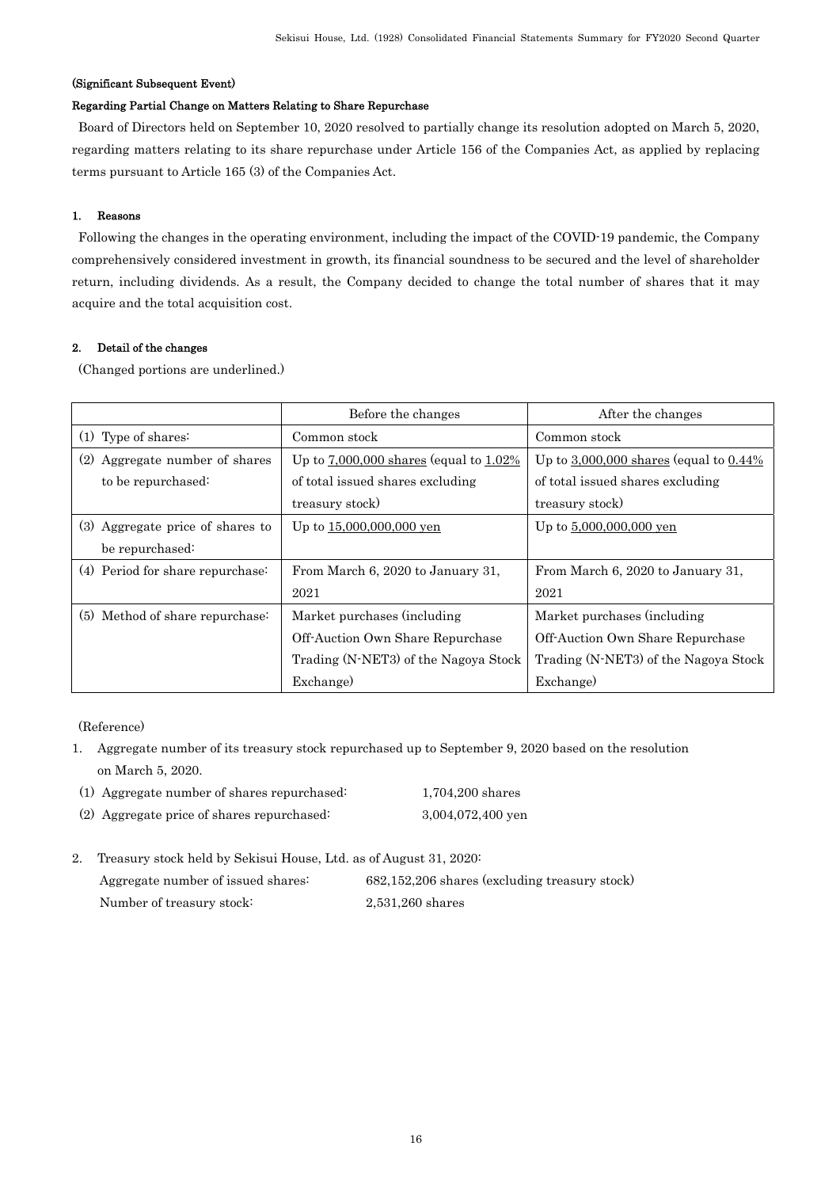**(Significant Subsequent Event)**

**Regarding Partial Change on Matters Relating to Share Repurchase**

Board of Directors held on September 10, 2020 resolved to partially change its resolution adopted on March 5, 2020, regarding matters relating to its share repurchase under Article 156 of the Companies Act, as applied by replacing terms pursuant to Article 165 (3) of the Companies Act.

**1. Reasons**

Following the changes in the operating environment, including the impact of the COVID-19 pandemic, the Company comprehensively considered investment in growth, its financial soundness to be secured and the level of shareholder return, including dividends. As a result, the Company decided to change the total number of shares that it may acquire and the total acquisition cost.

**2. Detail of the changes**

(Changed portions are underlined.)

| | Before the changes | After the changes |
|---|---|---|
| (1) Type of shares: | Common stock | Common stock |
| (2) Aggregate number of shares to be repurchased: | Up to <u>7,000,000 shares</u> (equal to <u>1.02%</u> of total issued shares excluding treasury stock) | Up to <u>3,000,000 shares</u> (equal to <u>0.44%</u> of total issued shares excluding treasury stock) |
| (3) Aggregate price of shares to be repurchased: | Up to <u>15,000,000,000 yen</u> | Up to <u>5,000,000,000 yen</u> |
| (4) Period for share repurchase: | From March 6, 2020 to January 31, 2021 | From March 6, 2020 to January 31, 2021 |
| (5) Method of share repurchase: | Market purchases (including Off-Auction Own Share Repurchase Trading (N-NET3) of the Nagoya Stock Exchange) | Market purchases (including Off-Auction Own Share Repurchase Trading (N-NET3) of the Nagoya Stock Exchange) |

(Reference)

1. Aggregate number of its treasury stock repurchased up to September 9, 2020 based on the resolution on March 5, 2020.

   (1) Aggregate number of shares repurchased: 1,704,200 shares

   (2) Aggregate price of shares repurchased: 3,004,072,400 yen

2. Treasury stock held by Sekisui House, Ltd. as of August 31, 2020:

   Aggregate number of issued shares: 682,152,206 shares (excluding treasury stock)

   Number of treasury stock: 2,531,260 shares